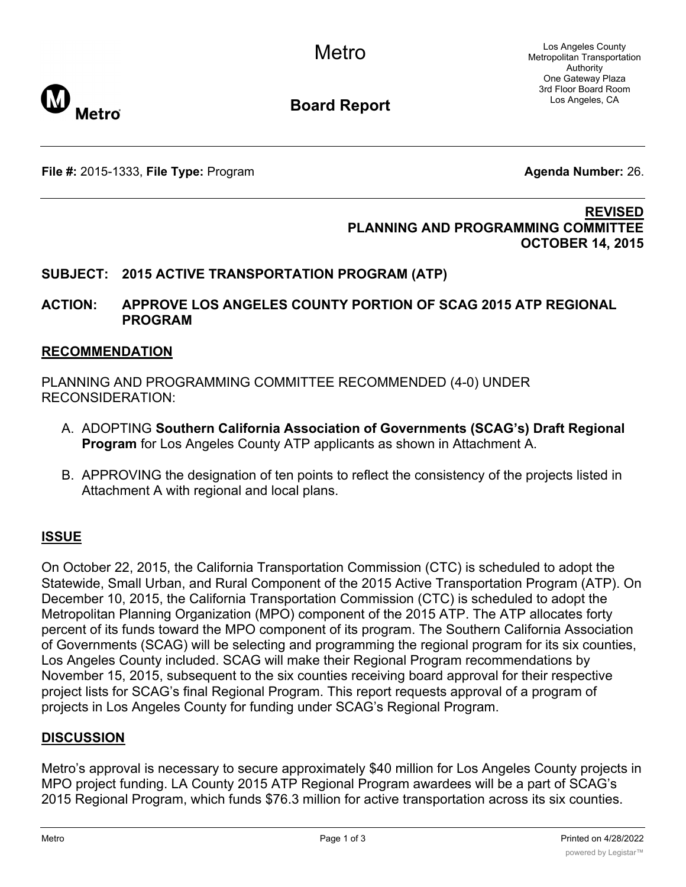# Metro

## Board Report

Los Angeles County Metropolitan Transportation Authority
One Gateway Plaza
3rd Floor Board Room
Los Angeles, CA

**File #:** 2015-1333, **File Type:** Program **Agenda Number:** 26.

**REVISED**
**PLANNING AND PROGRAMMING COMMITTEE**
**OCTOBER 14, 2015**

**SUBJECT: 2015 ACTIVE TRANSPORTATION PROGRAM (ATP)**

**ACTION: APPROVE LOS ANGELES COUNTY PORTION OF SCAG 2015 ATP REGIONAL PROGRAM**

## RECOMMENDATION

PLANNING AND PROGRAMMING COMMITTEE RECOMMENDED (4-0) UNDER RECONSIDERATION:

A. ADOPTING **Southern California Association of Governments (SCAG's) Draft Regional Program** for Los Angeles County ATP applicants as shown in Attachment A.

B. APPROVING the designation of ten points to reflect the consistency of the projects listed in Attachment A with regional and local plans.

## ISSUE

On October 22, 2015, the California Transportation Commission (CTC) is scheduled to adopt the Statewide, Small Urban, and Rural Component of the 2015 Active Transportation Program (ATP). On December 10, 2015, the California Transportation Commission (CTC) is scheduled to adopt the Metropolitan Planning Organization (MPO) component of the 2015 ATP. The ATP allocates forty percent of its funds toward the MPO component of its program. The Southern California Association of Governments (SCAG) will be selecting and programming the regional program for its six counties, Los Angeles County included. SCAG will make their Regional Program recommendations by November 15, 2015, subsequent to the six counties receiving board approval for their respective project lists for SCAG's final Regional Program. This report requests approval of a program of projects in Los Angeles County for funding under SCAG's Regional Program.

## DISCUSSION

Metro's approval is necessary to secure approximately $40 million for Los Angeles County projects in MPO project funding. LA County 2015 ATP Regional Program awardees will be a part of SCAG's 2015 Regional Program, which funds $76.3 million for active transportation across its six counties.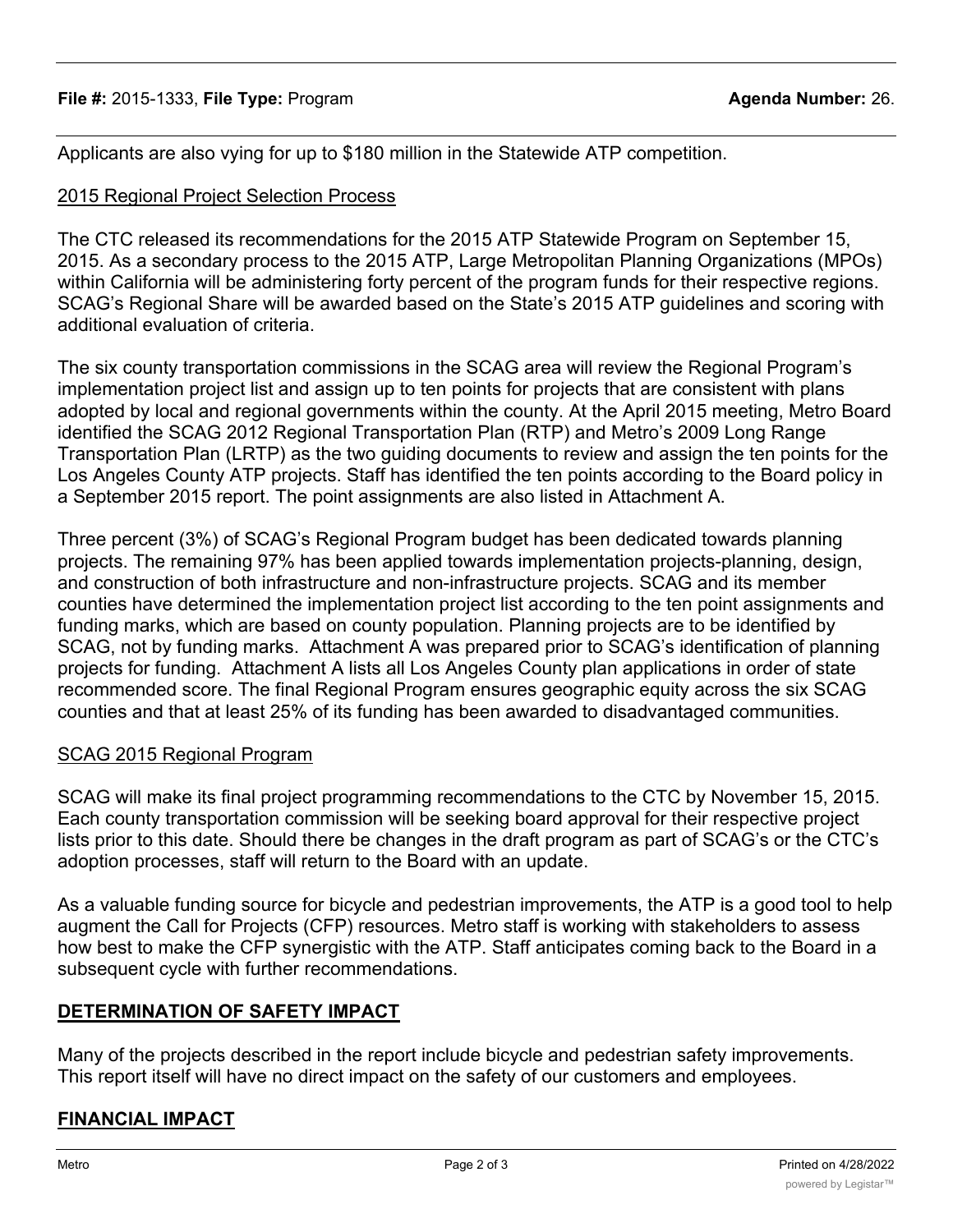Applicants are also vying for up to $180 million in the Statewide ATP competition.

2015 Regional Project Selection Process

The CTC released its recommendations for the 2015 ATP Statewide Program on September 15, 2015. As a secondary process to the 2015 ATP, Large Metropolitan Planning Organizations (MPOs) within California will be administering forty percent of the program funds for their respective regions. SCAG's Regional Share will be awarded based on the State's 2015 ATP guidelines and scoring with additional evaluation of criteria.

The six county transportation commissions in the SCAG area will review the Regional Program's implementation project list and assign up to ten points for projects that are consistent with plans adopted by local and regional governments within the county. At the April 2015 meeting, Metro Board identified the SCAG 2012 Regional Transportation Plan (RTP) and Metro's 2009 Long Range Transportation Plan (LRTP) as the two guiding documents to review and assign the ten points for the Los Angeles County ATP projects. Staff has identified the ten points according to the Board policy in a September 2015 report. The point assignments are also listed in Attachment A.

Three percent (3%) of SCAG's Regional Program budget has been dedicated towards planning projects. The remaining 97% has been applied towards implementation projects-planning, design, and construction of both infrastructure and non-infrastructure projects. SCAG and its member counties have determined the implementation project list according to the ten point assignments and funding marks, which are based on county population. Planning projects are to be identified by SCAG, not by funding marks. Attachment A was prepared prior to SCAG's identification of planning projects for funding. Attachment A lists all Los Angeles County plan applications in order of state recommended score. The final Regional Program ensures geographic equity across the six SCAG counties and that at least 25% of its funding has been awarded to disadvantaged communities.

SCAG 2015 Regional Program

SCAG will make its final project programming recommendations to the CTC by November 15, 2015. Each county transportation commission will be seeking board approval for their respective project lists prior to this date. Should there be changes in the draft program as part of SCAG's or the CTC's adoption processes, staff will return to the Board with an update.

As a valuable funding source for bicycle and pedestrian improvements, the ATP is a good tool to help augment the Call for Projects (CFP) resources. Metro staff is working with stakeholders to assess how best to make the CFP synergistic with the ATP. Staff anticipates coming back to the Board in a subsequent cycle with further recommendations.

## DETERMINATION OF SAFETY IMPACT

Many of the projects described in the report include bicycle and pedestrian safety improvements. This report itself will have no direct impact on the safety of our customers and employees.

## FINANCIAL IMPACT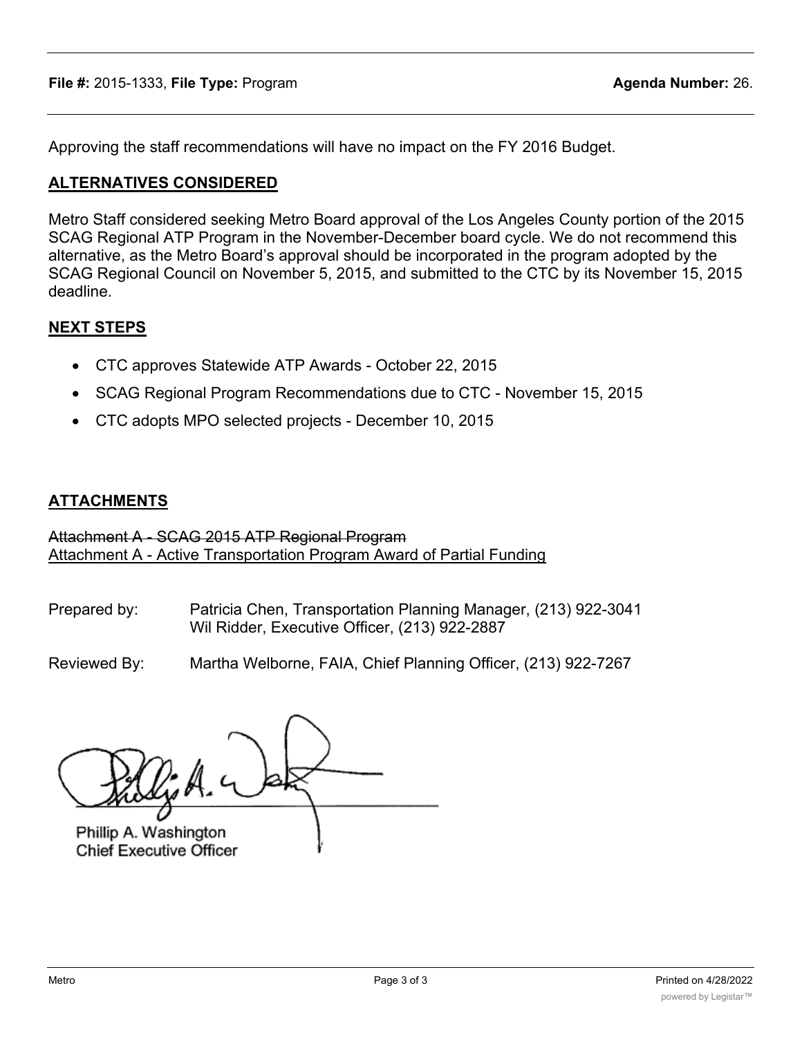Approving the staff recommendations will have no impact on the FY 2016 Budget.

## ALTERNATIVES CONSIDERED

Metro Staff considered seeking Metro Board approval of the Los Angeles County portion of the 2015 SCAG Regional ATP Program in the November-December board cycle. We do not recommend this alternative, as the Metro Board's approval should be incorporated in the program adopted by the SCAG Regional Council on November 5, 2015, and submitted to the CTC by its November 15, 2015 deadline.

## NEXT STEPS

- CTC approves Statewide ATP Awards - October 22, 2015
- SCAG Regional Program Recommendations due to CTC - November 15, 2015
- CTC adopts MPO selected projects - December 10, 2015

## ATTACHMENTS

~~Attachment A - SCAG 2015 ATP Regional Program~~
Attachment A - Active Transportation Program Award of Partial Funding

Prepared by: Patricia Chen, Transportation Planning Manager, (213) 922-3041
Wil Ridder, Executive Officer, (213) 922-2887

Reviewed By: Martha Welborne, FAIA, Chief Planning Officer, (213) 922-7267

Phillip A. Washington
Chief Executive Officer